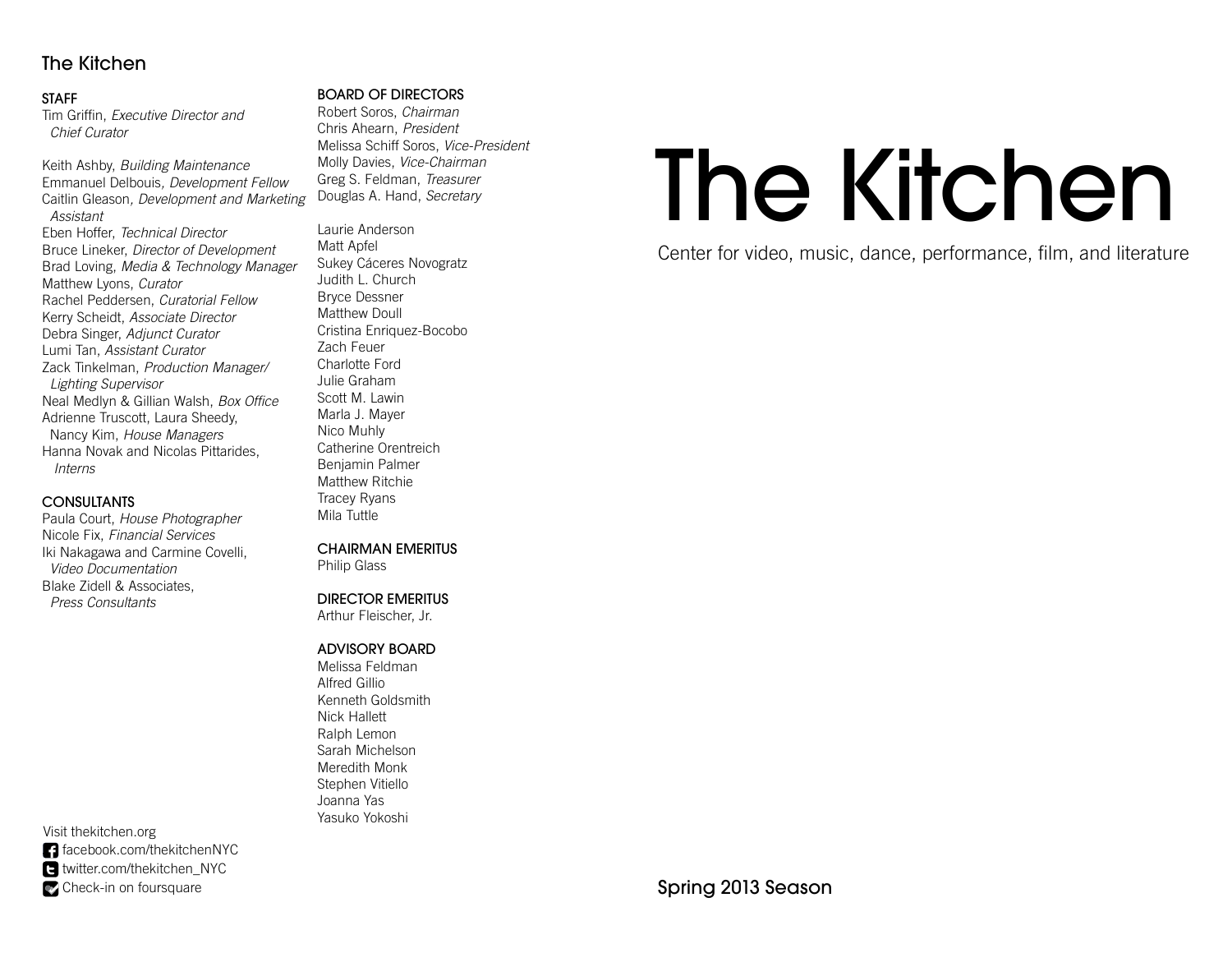# The Kitchen

Center for video, music, dance, performance, film, and literature

Spring 2013 Season

## The Kitchen

### STAFF

Tim Griffin, *Executive Director and Chief Curator*

Keith Ashby, *Building Maintenance*
Emmanuel Delbouis, *Development Fellow*
Caitlin Gleason, *Development and Marketing Assistant*
Eben Hoffer, *Technical Director*
Bruce Lineker, *Director of Development*
Brad Loving, *Media & Technology Manager*
Matthew Lyons, *Curator*
Rachel Peddersen, *Curatorial Fellow*
Kerry Scheidt, *Associate Director*
Debra Singer, *Adjunct Curator*
Lumi Tan, *Assistant Curator*
Zack Tinkelman, *Production Manager/ Lighting Supervisor*
Neal Medlyn & Gillian Walsh, *Box Office*
Adrienne Truscott, Laura Sheedy, Nancy Kim, *House Managers*
Hanna Novak and Nicolas Pittarides, *Interns*

### CONSULTANTS

Paula Court, *House Photographer*
Nicole Fix, *Financial Services*
Iki Nakagawa and Carmine Covelli, *Video Documentation*
Blake Zidell & Associates, *Press Consultants*

### BOARD OF DIRECTORS

Robert Soros, *Chairman*
Chris Ahearn, *President*
Melissa Schiff Soros, *Vice-President*
Molly Davies, *Vice-Chairman*
Greg S. Feldman, *Treasurer*
Douglas A. Hand, *Secretary*

Laurie Anderson
Matt Apfel
Sukey Cáceres Novogratz
Judith L. Church
Bryce Dessner
Matthew Doull
Cristina Enriquez-Bocobo
Zach Feuer
Charlotte Ford
Julie Graham
Scott M. Lawin
Marla J. Mayer
Nico Muhly
Catherine Orentreich
Benjamin Palmer
Matthew Ritchie
Tracey Ryans
Mila Tuttle

### CHAIRMAN EMERITUS

Philip Glass

### DIRECTOR EMERITUS

Arthur Fleischer, Jr.

### ADVISORY BOARD

Melissa Feldman
Alfred Gillio
Kenneth Goldsmith
Nick Hallett
Ralph Lemon
Sarah Michelson
Meredith Monk
Stephen Vitiello
Joanna Yas
Yasuko Yokoshi

Visit thekitchen.org
facebook.com/thekitchenNYC
twitter.com/thekitchen_NYC
Check-in on foursquare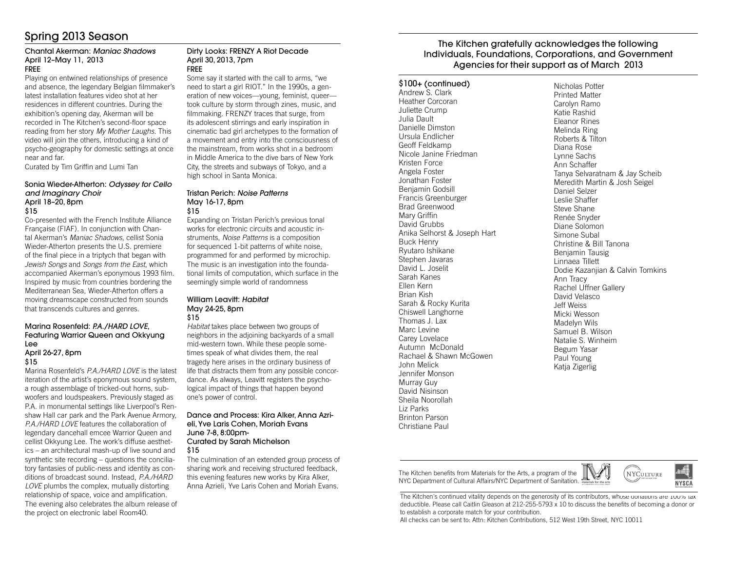# Spring 2013 Season

### Chantal Akerman: *Maniac Shadows*
**April 12–May 11, 2013**
**FREE**

Playing on entwined relationships of presence and absence, the legendary Belgian filmmaker's latest installation features video shot at her residences in different countries. During the exhibition's opening day, Akerman will be recorded in The Kitchen's second-floor space reading from her story *My Mother Laughs*. This video will join the others, introducing a kind of psycho-geography for domestic settings at once near and far.

Curated by Tim Griffin and Lumi Tan

### Sonia Wieder-Atherton: *Odyssey for Cello and Imaginary Choir*
**April 18–20, 8pm**
**$15**

Co-presented with the French Institute Alliance Française (FIAF). In conjunction with Chantal Akerman's *Maniac Shadows*, cellist Sonia Wieder-Atherton presents the U.S. premiere of the final piece in a triptych that began with *Jewish Songs* and *Songs from the East*, which accompanied Akerman's eponymous 1993 film. Inspired by music from countries bordering the Mediterranean Sea, Wieder-Atherton offers a moving dreamscape constructed from sounds that transcends cultures and genres.

### Marina Rosenfeld: *P.A./HARD LOVE*, Featuring Warrior Queen and Okkyung Lee
**April 26-27, 8pm**
**$15**

Marina Rosenfeld's *P.A./HARD LOVE* is the latest iteration of the artist's eponymous sound system, a rough assemblage of tricked-out horns, subwoofers and loudspeakers. Previously staged as P.A. in monumental settings like Liverpool's Renshaw Hall car park and the Park Avenue Armory, *P.A./HARD LOVE* features the collaboration of legendary dancehall emcee Warrior Queen and cellist Okkyung Lee. The work's diffuse aesthetics – an architectural mash-up of live sound and synthetic site recording – questions the conciliatory fantasies of public-ness and identity as conditions of broadcast sound. Instead, *P.A./HARD LOVE* plumbs the complex, mutually distorting relationship of space, voice and amplification. The evening also celebrates the album release of the project on electronic label Room40.

### Dirty Looks: FRENZY A Riot Decade
**April 30, 2013, 7pm**
**FREE**

Some say it started with the call to arms, "we need to start a girl RIOT." In the 1990s, a generation of new voices—young, feminist, queer—took culture by storm through zines, music, and filmmaking. FRENZY traces that surge, from its adolescent stirrings and early inspiration in cinematic bad girl archetypes to the formation of a movement and entry into the consciousness of the mainstream, from works shot in a bedroom in Middle America to the dive bars of New York City, the streets and subways of Tokyo, and a high school in Santa Monica.

### Tristan Perich: *Noise Patterns*
**May 16-17, 8pm**
**$15**

Expanding on Tristan Perich's previous tonal works for electronic circuits and acoustic instruments, *Noise Patterns* is a composition for sequenced 1-bit patterns of white noise, programmed for and performed by microchip. The music is an investigation into the foundational limits of computation, which surface in the seemingly simple world of randomness

### William Leavitt: *Habitat*
**May 24-25, 8pm**
**$15**

*Habitat* takes place between two groups of neighbors in the adjoining backyards of a small mid-western town. While these people sometimes speak of what divides them, the real tragedy here arises in the ordinary business of life that distracts them from any possible concordance. As always, Leavitt registers the psychological impact of things that happen beyond one's power of control.

### Dance and Process: Kira Alker, Anna Azrieli, Yve Laris Cohen, Moriah Evans
**June 7-8, 8:00pm-**
**Curated by Sarah Michelson**
**$15**

The culmination of an extended group process of sharing work and receiving structured feedback, this evening features new works by Kira Alker, Anna Azrieli, Yve Laris Cohen and Moriah Evans.

## The Kitchen gratefully acknowledges the following Individuals, Foundations, Corporations, and Government Agencies for their support as of March 2013

### $100+ (continued)

Andrew S. Clark
Heather Corcoran
Juliette Crump
Julia Dault
Danielle Dimston
Ursula Endlicher
Geoff Feldkamp
Nicole Janine Friedman
Kristen Force
Angela Foster
Jonathan Foster
Benjamin Godsill
Francis Greenburger
Brad Greenwood
Mary Griffin
David Grubbs
Anika Selhorst & Joseph Hart
Buck Henry
Ryutaro Ishikane
Stephen Javaras
David L. Joselit
Sarah Kanes
Ellen Kern
Brian Kish
Sarah & Rocky Kurita
Chiswell Langhorne
Thomas J. Lax
Marc Levine
Carey Lovelace
Autumn McDonald
Rachael & Shawn McGowen
John Melick
Jennifer Monson
Murray Guy
David Nisinson
Sheila Noorollah
Liz Parks
Brinton Parson
Christiane Paul
Nicholas Potter
Printed Matter
Carolyn Ramo
Katie Rashid
Eleanor Rines
Melinda Ring
Roberts & Tilton
Diana Rose
Lynne Sachs
Ann Schaffer
Tanya Selvaratnam & Jay Scheib
Meredith Martin & Josh Seigel
Daniel Selzer
Leslie Shaffer
Steve Shane
Renée Snyder
Diane Solomon
Simone Subal
Christine & Bill Tanona
Benjamin Tausig
Linnaea Tillett
Dodie Kazanjian & Calvin Tomkins
Ann Tracy
Rachel Uffner Gallery
David Velasco
Jeff Weiss
Micki Wesson
Madelyn Wils
Samuel B. Wilson
Natalie S. Winheim
Begum Yasar
Paul Young
Katja Zigerlig

The Kitchen benefits from Materials for the Arts, a program of the NYC Department of Cultural Affairs/NYC Department of Sanitation.

The Kitchen's continued vitality depends on the generosity of its contributors, whose donations are 100% tax deductible. Please call Caitlin Gleason at 212-255-5793 x 10 to discuss the benefits of becoming a donor or to establish a corporate match for your contribution.
All checks can be sent to: Attn: Kitchen Contributions, 512 West 19th Street, NYC 10011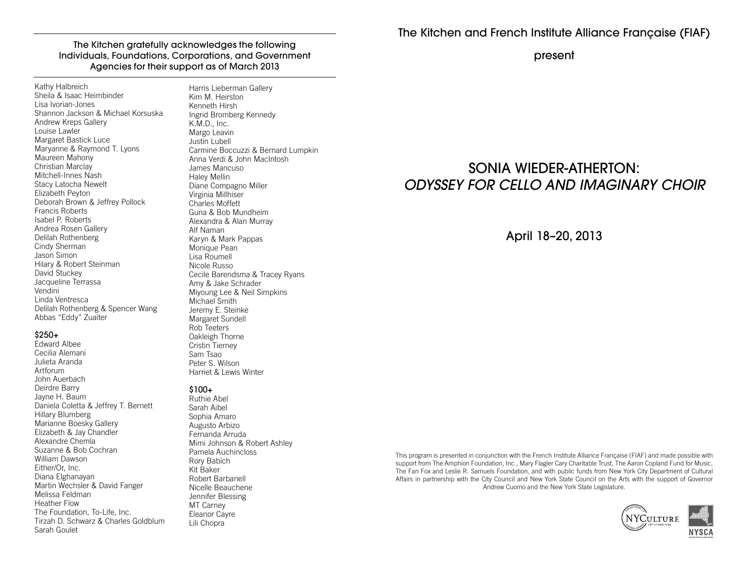The Kitchen gratefully acknowledges the following Individuals, Foundations, Corporations, and Government Agencies for their support as of March 2013

Kathy Halbreich
Sheila & Isaac Heimbinder
Lisa Ivorian-Jones
Shannon Jackson & Michael Korsuska
Andrew Kreps Gallery
Louise Lawler
Margaret Bastick Luce
Maryanne & Raymond T. Lyons
Maureen Mahony
Christian Marclay
Mitchell-Innes Nash
Stacy Latocha Newelt
Elizabeth Peyton
Deborah Brown & Jeffrey Pollock
Francis Roberts
Isabel P. Roberts
Andrea Rosen Gallery
Delilah Rothenberg
Cindy Sherman
Jason Simon
Hilary & Robert Steinman
David Stuckey
Jacqueline Terrassa
Vendini
Linda Ventresca
Delilah Rothenberg & Spencer Wang
Abbas "Eddy" Zuaiter

**$250+**

Edward Albee
Cecilia Alemani
Julieta Aranda
Artforum
John Auerbach
Deirdre Barry
Jayne H. Baum
Daniela Coletta & Jeffrey T. Bernett
Hillary Blumberg
Marianne Boesky Gallery
Elizabeth & Jay Chandler
Alexandre Chemla
Suzanne & Bob Cochran
William Dawson
Either/Or, Inc.
Diana Elghanayan
Martin Wechsler & David Fanger
Melissa Feldman
Heather Flow
The Foundation, To-Life, Inc.
Tirzah D. Schwarz & Charles Goldblum
Sarah Goulet
Harris Lieberman Gallery
Kim M. Heirston
Kenneth Hirsh
Ingrid Bromberg Kennedy
K.M.D., Inc.
Margo Leavin
Justin Lubell
Carmine Boccuzzi & Bernard Lumpkin
Anna Verdi & John MacIntosh
James Mancuso
Haley Mellin
Diane Compagno Miller
Virginia Millhiser
Charles Moffett
Guna & Bob Mundheim
Alexandra & Alan Murray
Alf Naman
Karyn & Mark Pappas
Monique Pean
Lisa Roumell
Nicole Russo
Cecile Barendsma & Tracey Ryans
Amy & Jake Schrader
Miyoung Lee & Neil Simpkins
Michael Smith
Jeremy E. Steinke
Margaret Sundell
Rob Teeters
Oakleigh Thorne
Cristin Tierney
Sam Tsao
Peter S. Wilson
Harriet & Lewis Winter

**$100+**

Ruthie Abel
Sarah Aibel
Sophia Amaro
Augusto Arbizo
Fernanda Arruda
Mimi Johnson & Robert Ashley
Pamela Auchincloss
Rory Babich
Kit Baker
Robert Barbanell
Nicelle Beauchene
Jennifer Blessing
MT Carney
Eleanor Cayre
Lili Chopra

The Kitchen and French Institute Alliance Française (FIAF)

present

# SONIA WIEDER-ATHERTON: *ODYSSEY FOR CELLO AND IMAGINARY CHOIR*

April 18–20, 2013

This program is presented in conjunction with the French Institute Alliance Française (FIAF) and made possible with support from The Amphion Foundation, Inc., Mary Flagler Cary Charitable Trust, The Aaron Copland Fund for Music, The Fan Fox and Leslie R. Samuels Foundation, and with public funds from New York City Department of Cultural Affairs in partnership with the City Council and New York State Council on the Arts with the support of Governor Andrew Cuomo and the New York State Legislature.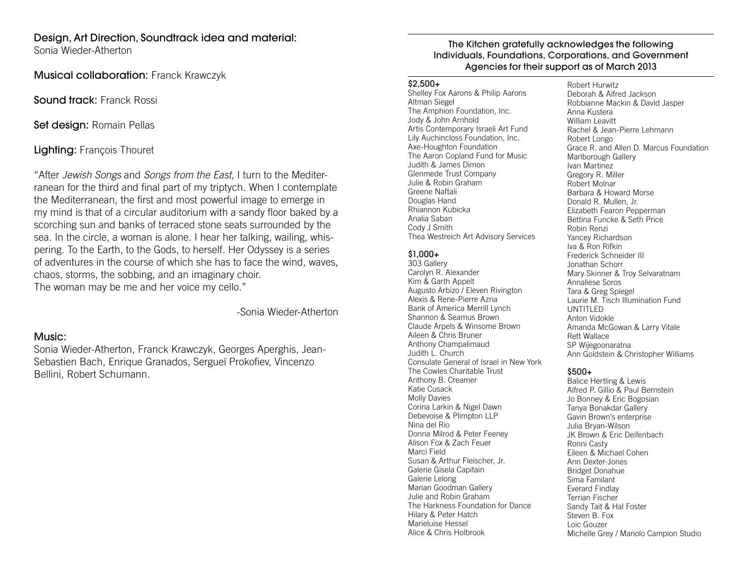**Design, Art Direction, Soundtrack idea and material:**
Sonia Wieder-Atherton

**Musical collaboration:** Franck Krawczyk

**Sound track:** Franck Rossi

**Set design:** Romain Pellas

**Lighting:** François Thouret

"After *Jewish Songs* and *Songs from the East*, I turn to the Mediterranean for the third and final part of my triptych. When I contemplate the Mediterranean, the first and most powerful image to emerge in my mind is that of a circular auditorium with a sandy floor baked by a scorching sun and banks of terraced stone seats surrounded by the sea. In the circle, a woman is alone. I hear her talking, wailing, whispering. To the Earth, to the Gods, to herself. Her Odyssey is a series of adventures in the course of which she has to face the wind, waves, chaos, storms, the sobbing, and an imaginary choir.
The woman may be me and her voice my cello."

-Sonia Wieder-Atherton

**Music:**
Sonia Wieder-Atherton, Franck Krawczyk, Georges Aperghis, Jean-Sebastien Bach, Enrique Granados, Sergueï Prokofiev, Vincenzo Bellini, Robert Schumann.

---

### The Kitchen gratefully acknowledges the following Individuals, Foundations, Corporations, and Government Agencies for their support as of March 2013

**$2,500+**
Shelley Fox Aarons & Philip Aarons
Altman Siegel
The Amphion Foundation, Inc.
Jody & John Arnhold
Artis Contemporary Israeli Art Fund
Lily Auchincloss Foundation, Inc.
Axe-Houghton Foundation
The Aaron Copland Fund for Music
Judith & James Dimon
Glenmede Trust Company
Julie & Robin Graham
Greene Naftali
Douglas Hand
Rhiannon Kubicka
Analia Saban
Cody J Smith
Thea Westreich Art Advisory Services

**$1,000+**
303 Gallery
Carolyn R. Alexander
Kim & Garth Appelt
Augusto Arbizo / Eleven Rivington
Alexis & Rene-Pierre Azria
Bank of America Merrill Lynch
Shannon & Seamus Brown
Claude Arpels & Winsome Brown
Aileen & Chris Bruner
Anthony Champalimaud
Judith L. Church
Consulate General of Israel in New York
The Cowles Charitable Trust
Anthony B. Creamer
Katie Cusack
Molly Davies
Corina Larkin & Nigel Dawn
Debevoise & Plimpton LLP
Nina del Rio
Donna Milrod & Peter Feeney
Alison Fox & Zach Feuer
Marci Field
Susan & Arthur Fleischer, Jr.
Galerie Gisela Capitain
Galerie Lelong
Marian Goodman Gallery
Julie and Robin Graham
The Harkness Foundation for Dance
Hilary & Peter Hatch
Marieluise Hessel
Alice & Chris Holbrook
Robert Hurwitz
Deborah & Alfred Jackson
Robbianne Mackin & David Jasper
Anna Kustera
William Leavitt
Rachel & Jean-Pierre Lehmann
Robert Longo
Grace R. and Allen D. Marcus Foundation
Marlborough Gallery
Ivan Martinez
Gregory R. Miller
Robert Molnar
Barbara & Howard Morse
Donald R. Mullen, Jr.
Elizabeth Fearon Pepperman
Bettina Funcke & Seth Price
Robin Renzi
Yancey Richardson
Iva & Ron Rifkin
Frederick Schneider III
Jonathan Schorr
Mary Skinner & Troy Selvaratnam
Annaliese Soros
Tara & Greg Spiegel
Laurie M. Tisch Illumination Fund
UNTITLED
Anton Vidokle
Amanda McGowan & Larry Vitale
Rett Wallace
SP Wijegoonaratna
Ann Goldstein & Christopher Williams

**$500+**
Balice Hertling & Lewis
Alfred P. Gillio & Paul Bernstein
Jo Bonney & Eric Bogosian
Tanya Bonakdar Gallery
Gavin Brown's enterprise
Julia Bryan-Wilson
JK Brown & Eric Deifenbach
Ronni Casty
Eileen & Michael Cohen
Ann Dexter-Jones
Bridget Donahue
Sima Familant
Everard Findlay
Terrian Fischer
Sandy Tait & Hal Foster
Steven B. Fox
Loic Gouzer
Michelle Grey / Manolo Campion Studio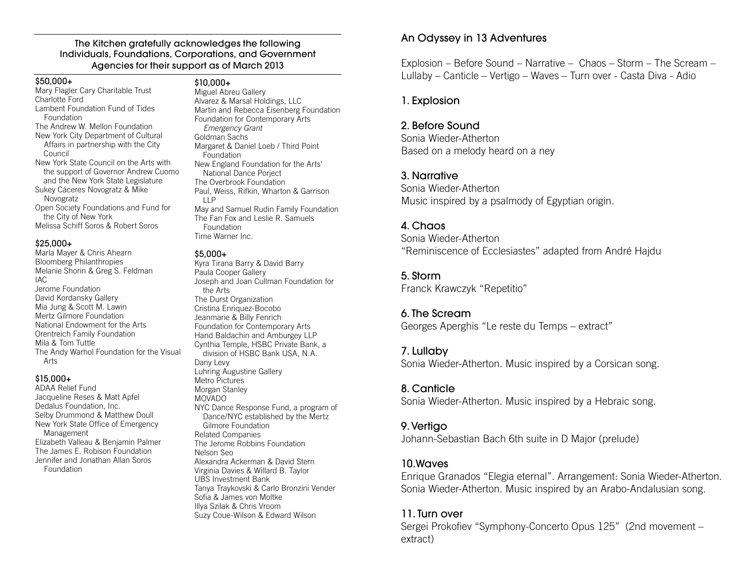The Kitchen gratefully acknowledges the following Individuals, Foundations, Corporations, and Government Agencies for their support as of March 2013

**$50,000+**

Mary Flagler Cary Charitable Trust
Charlotte Ford
Lambent Foundation Fund of Tides Foundation
The Andrew W. Mellon Foundation
New York City Department of Cultural Affairs in partnership with the City Council
New York State Council on the Arts with the support of Governor Andrew Cuomo and the New York State Legislature
Sukey Cáceres Novogratz & Mike Novogratz
Open Society Foundations and Fund for the City of New York
Melissa Schiff Soros & Robert Soros

**$25,000+**

Marla Mayer & Chris Ahearn
Bloomberg Philanthropies
Melanie Shorin & Greg S. Feldman
IAC
Jerome Foundation
David Kordansky Gallery
Mia Jung & Scott M. Lawin
Mertz Gilmore Foundation
National Endowment for the Arts
Orentreich Family Foundation
Mila & Tom Tuttle
The Andy Warhol Foundation for the Visual Arts

**$15,000+**

ADAA Relief Fund
Jacqueline Reses & Matt Apfel
Dedalus Foundation, Inc.
Selby Drummond & Matthew Doull
New York State Office of Emergency Management
Elizabeth Valleau & Benjamin Palmer
The James E. Robison Foundation
Jennifer and Jonathan Allan Soros Foundation

**$10,000+**

Miguel Abreu Gallery
Alvarez & Marsal Holdings, LLC
Martin and Rebecca Eisenberg Foundation
Foundation for Contemporary Arts *Emergency Grant*
Goldman Sachs
Margaret & Daniel Loeb / Third Point Foundation
New England Foundation for the Arts' National Dance Porject
The Overbrook Foundation
Paul, Weiss, Rifkin, Wharton & Garrison LLP
May and Samuel Rudin Family Foundation
The Fan Fox and Leslie R. Samuels Foundation
Time Warner Inc.

**$5,000+**

Kyra Tirana Barry & David Barry
Paula Cooper Gallery
Joseph and Joan Cullman Foundation for the Arts
The Durst Organization
Cristina Enriquez-Bocobo
Jeanmarie & Billy Fenrich
Foundation for Contemporary Arts
Hand Baldachin and Amburgey LLP
Cynthia Temple, HSBC Private Bank, a division of HSBC Bank USA, N.A.
Dany Levy
Luhring Augustine Gallery
Metro Pictures
Morgan Stanley
MOVADO
NYC Dance Response Fund, a program of Dance/NYC established by the Mertz Gilmore Foundation
Related Companies
The Jerome Robbins Foundation
Nelson Seo
Alexandra Ackerman & David Stern
Virginia Davies & Willard B. Taylor
UBS Investment Bank
Tanya Traykovski & Carlo Bronzini Vender
Sofia & James von Moltke
Illya Szilak & Chris Vroom
Suzy Coue-Wilson & Edward Wilson

## An Odyssey in 13 Adventures

Explosion – Before Sound – Narrative – Chaos – Storm – The Scream – Lullaby – Canticle – Vertigo – Waves – Turn over - Casta Diva - Adio

### 1. Explosion

### 2. Before Sound

Sonia Wieder-Atherton
Based on a melody heard on a ney

### 3. Narrative

Sonia Wieder-Atherton
Music inspired by a psalmody of Egyptian origin.

### 4. Chaos

Sonia Wieder-Atherton
"Reminiscence of Ecclesiastes" adapted from André Hajdu

### 5. Storm

Franck Krawczyk "Repetitio"

### 6. The Scream

Georges Aperghis "Le reste du Temps – extract"

### 7. Lullaby

Sonia Wieder-Atherton. Music inspired by a Corsican song.

### 8. Canticle

Sonia Wieder-Atherton. Music inspired by a Hebraic song.

### 9. Vertigo

Johann-Sebastian Bach 6th suite in D Major (prelude)

### 10.Waves

Enrique Granados "Elegia eternal". Arrangement: Sonia Wieder-Atherton.
Sonia Wieder-Atherton. Music inspired by an Arabo-Andalusian song.

### 11. Turn over

Sergei Prokofiev "Symphony-Concerto Opus 125" (2nd movement – extract)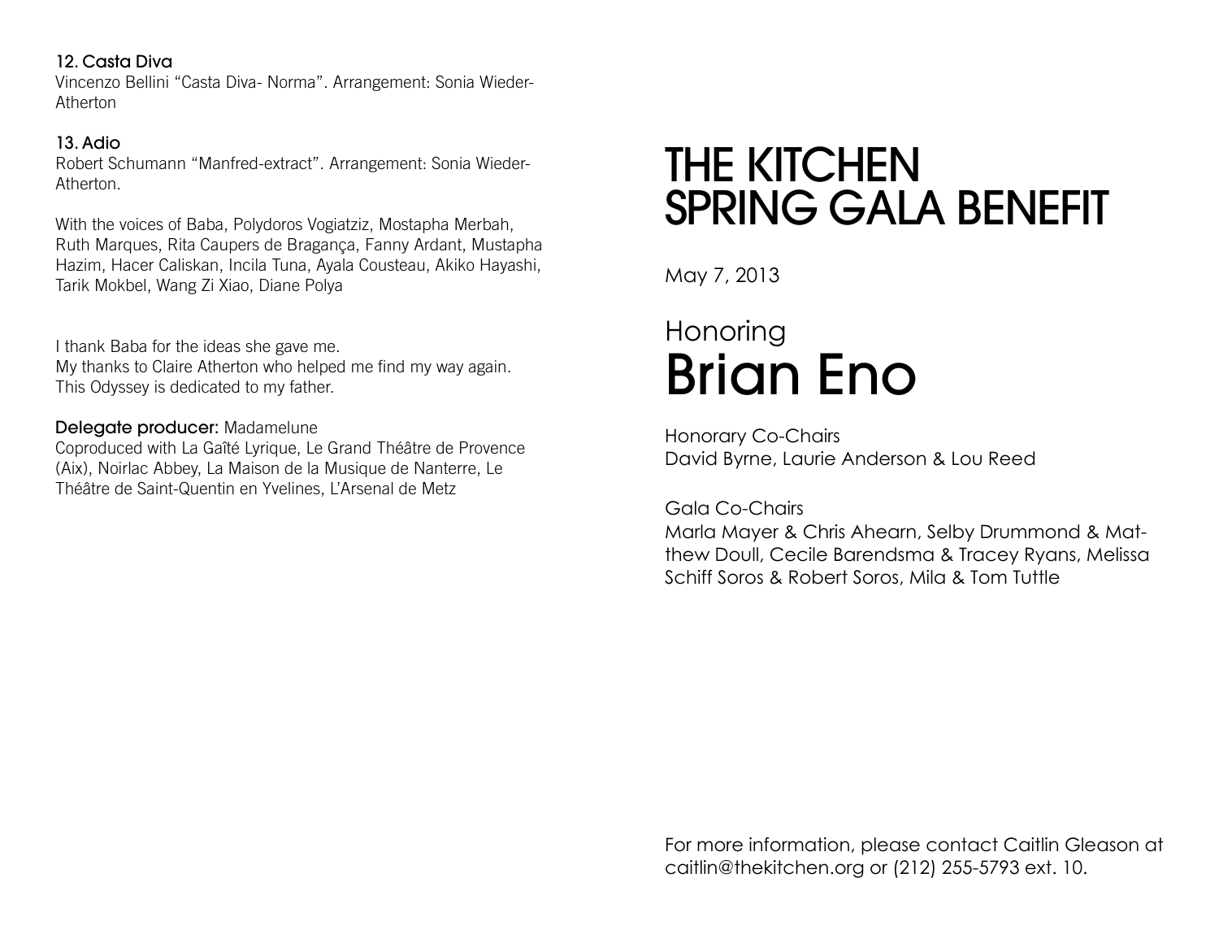**12. Casta Diva**
Vincenzo Bellini “Casta Diva- Norma”. Arrangement: Sonia Wieder-Atherton

**13. Adio**
Robert Schumann “Manfred-extract”. Arrangement: Sonia Wieder-Atherton.

With the voices of Baba, Polydoros Vogiatziz, Mostapha Merbah, Ruth Marques, Rita Caupers de Bragança, Fanny Ardant, Mustapha Hazim, Hacer Caliskan, Incila Tuna, Ayala Cousteau, Akiko Hayashi, Tarik Mokbel, Wang Zi Xiao, Diane Polya

I thank Baba for the ideas she gave me.
My thanks to Claire Atherton who helped me find my way again.
This Odyssey is dedicated to my father.

**Delegate producer:** Madamelune
Coproduced with La Gaîté Lyrique, Le Grand Théâtre de Provence (Aix), Noirlac Abbey, La Maison de la Musique de Nanterre, Le Théâtre de Saint-Quentin en Yvelines, L’Arsenal de Metz

# THE KITCHEN SPRING GALA BENEFIT

May 7, 2013

## Honoring
# Brian Eno

Honorary Co-Chairs
David Byrne, Laurie Anderson & Lou Reed

Gala Co-Chairs
Marla Mayer & Chris Ahearn, Selby Drummond & Matthew Doull, Cecile Barendsma & Tracey Ryans, Melissa Schiff Soros & Robert Soros, Mila & Tom Tuttle

For more information, please contact Caitlin Gleason at caitlin@thekitchen.org or (212) 255-5793 ext. 10.